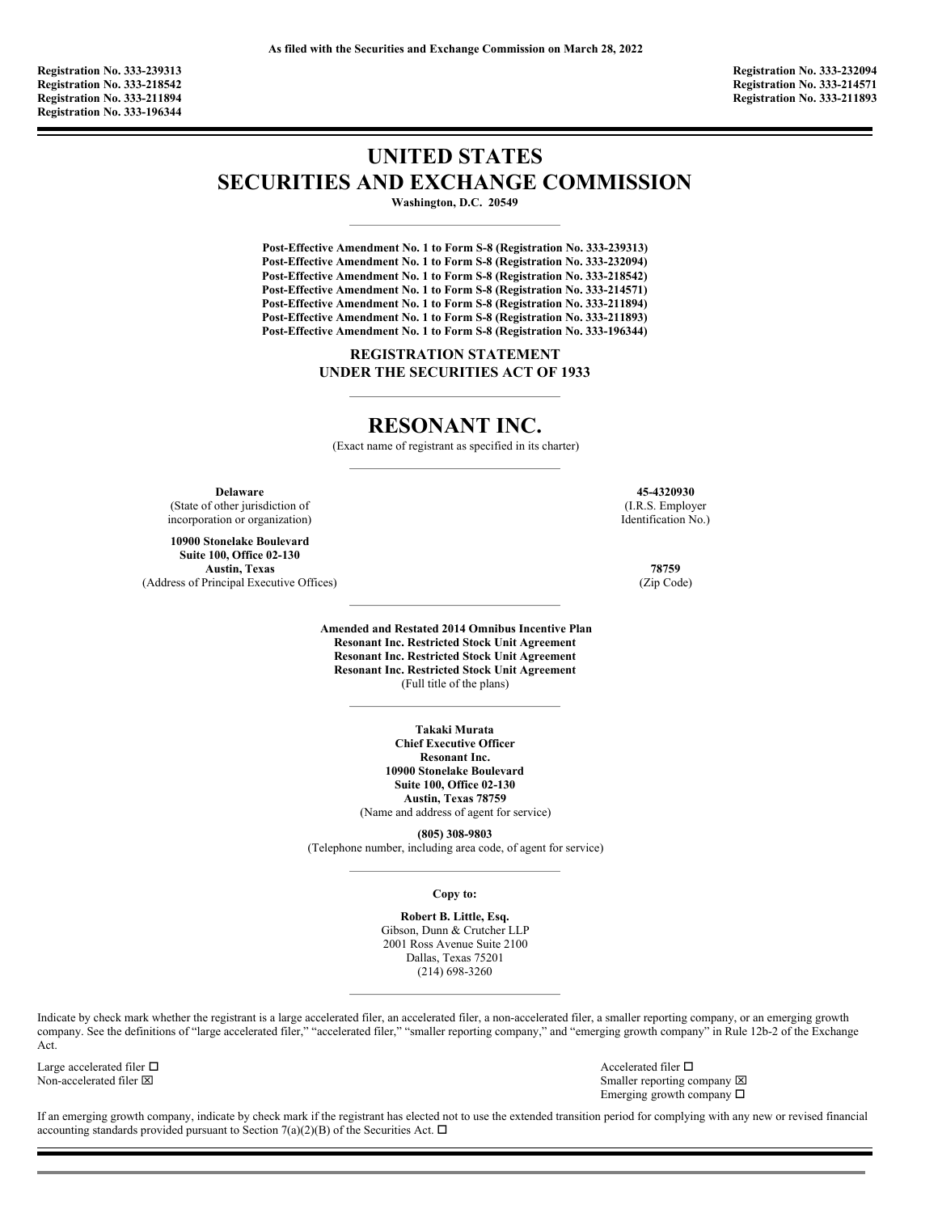**As filed with the Securities and Exchange Commission on March 28, 2022**

**Registration No. 333-239313**
**Registration No. 333-218542**
**Registration No. 333-211894**
**Registration No. 333-196344**

**Registration No. 333-232094**
**Registration No. 333-214571**
**Registration No. 333-211893**

# UNITED STATES
# SECURITIES AND EXCHANGE COMMISSION

**Washington, D.C. 20549**

---

**Post-Effective Amendment No. 1 to Form S-8 (Registration No. 333-239313)**
**Post-Effective Amendment No. 1 to Form S-8 (Registration No. 333-232094)**
**Post-Effective Amendment No. 1 to Form S-8 (Registration No. 333-218542)**
**Post-Effective Amendment No. 1 to Form S-8 (Registration No. 333-214571)**
**Post-Effective Amendment No. 1 to Form S-8 (Registration No. 333-211894)**
**Post-Effective Amendment No. 1 to Form S-8 (Registration No. 333-211893)**
**Post-Effective Amendment No. 1 to Form S-8 (Registration No. 333-196344)**

**REGISTRATION STATEMENT**
**UNDER THE SECURITIES ACT OF 1933**

---

# RESONANT INC.

(Exact name of registrant as specified in its charter)

---

| | |
|---|---|
| **Delaware**<br>(State of other jurisdiction of incorporation or organization) | **45-4320930**<br>(I.R.S. Employer Identification No.) |
| **10900 Stonelake Boulevard**<br>**Suite 100, Office 02-130**<br>**Austin, Texas**<br>(Address of Principal Executive Offices) | **78759**<br>(Zip Code) |

---

**Amended and Restated 2014 Omnibus Incentive Plan**
**Resonant Inc. Restricted Stock Unit Agreement**
**Resonant Inc. Restricted Stock Unit Agreement**
**Resonant Inc. Restricted Stock Unit Agreement**
(Full title of the plans)

---

**Takaki Murata**
**Chief Executive Officer**
**Resonant Inc.**
**10900 Stonelake Boulevard**
**Suite 100, Office 02-130**
**Austin, Texas 78759**
(Name and address of agent for service)

**(805) 308-9803**
(Telephone number, including area code, of agent for service)

---

**Copy to:**

**Robert B. Little, Esq.**
Gibson, Dunn & Crutcher LLP
2001 Ross Avenue Suite 2100
Dallas, Texas 75201
(214) 698-3260

---

Indicate by check mark whether the registrant is a large accelerated filer, an accelerated filer, a non-accelerated filer, a smaller reporting company, or an emerging growth company. See the definitions of "large accelerated filer," "accelerated filer," "smaller reporting company," and "emerging growth company" in Rule 12b-2 of the Exchange Act.

| | |
|---|---|
| Large accelerated filer ☐ | Accelerated filer ☐ |
| Non-accelerated filer ☒ | Smaller reporting company ☒ |
| | Emerging growth company ☐ |

If an emerging growth company, indicate by check mark if the registrant has elected not to use the extended transition period for complying with any new or revised financial accounting standards provided pursuant to Section 7(a)(2)(B) of the Securities Act. ☐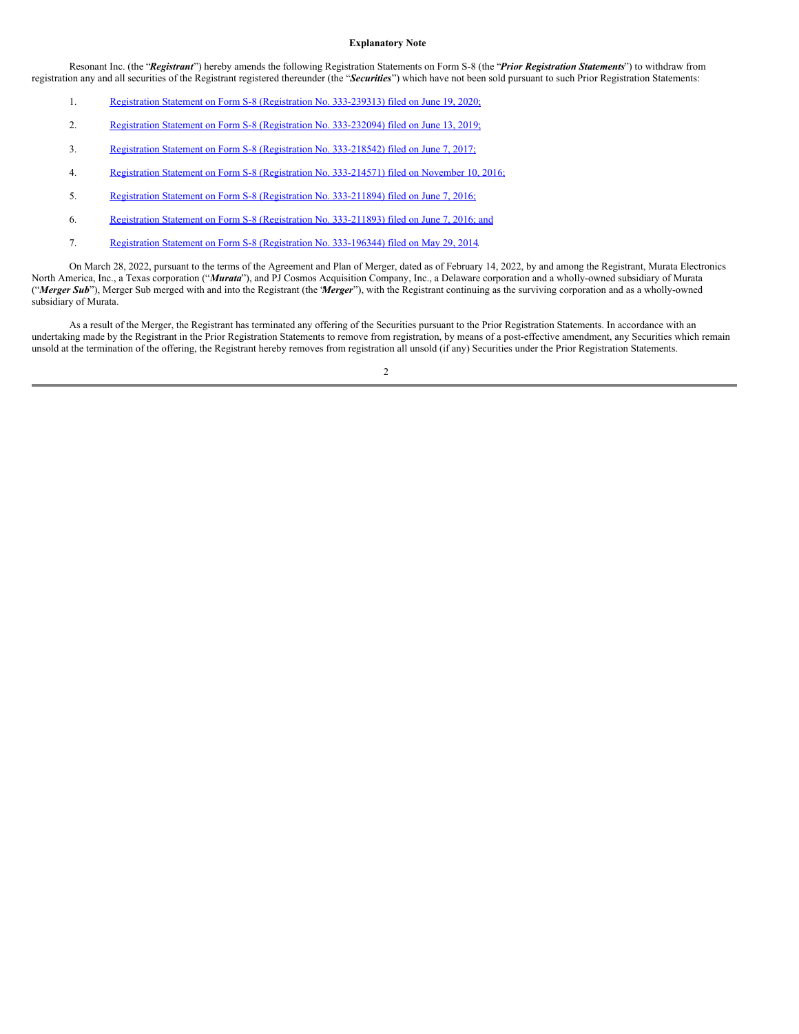**Explanatory Note**

Resonant Inc. (the "***Registrant***") hereby amends the following Registration Statements on Form S-8 (the "***Prior Registration Statements***") to withdraw from registration any and all securities of the Registrant registered thereunder (the "***Securities***") which have not been sold pursuant to such Prior Registration Statements:

1. Registration Statement on Form S-8 (Registration No. 333-239313) filed on June 19, 2020;

2. Registration Statement on Form S-8 (Registration No. 333-232094) filed on June 13, 2019;

3. Registration Statement on Form S-8 (Registration No. 333-218542) filed on June 7, 2017;

4. Registration Statement on Form S-8 (Registration No. 333-214571) filed on November 10, 2016;

5. Registration Statement on Form S-8 (Registration No. 333-211894) filed on June 7, 2016;

6. Registration Statement on Form S-8 (Registration No. 333-211893) filed on June 7, 2016; and

7. Registration Statement on Form S-8 (Registration No. 333-196344) filed on May 29, 2014.

On March 28, 2022, pursuant to the terms of the Agreement and Plan of Merger, dated as of February 14, 2022, by and among the Registrant, Murata Electronics North America, Inc., a Texas corporation ("***Murata***"), and PJ Cosmos Acquisition Company, Inc., a Delaware corporation and a wholly-owned subsidiary of Murata ("***Merger Sub***"), Merger Sub merged with and into the Registrant (the "***Merger***"), with the Registrant continuing as the surviving corporation and as a wholly-owned subsidiary of Murata.

As a result of the Merger, the Registrant has terminated any offering of the Securities pursuant to the Prior Registration Statements. In accordance with an undertaking made by the Registrant in the Prior Registration Statements to remove from registration, by means of a post-effective amendment, any Securities which remain unsold at the termination of the offering, the Registrant hereby removes from registration all unsold (if any) Securities under the Prior Registration Statements.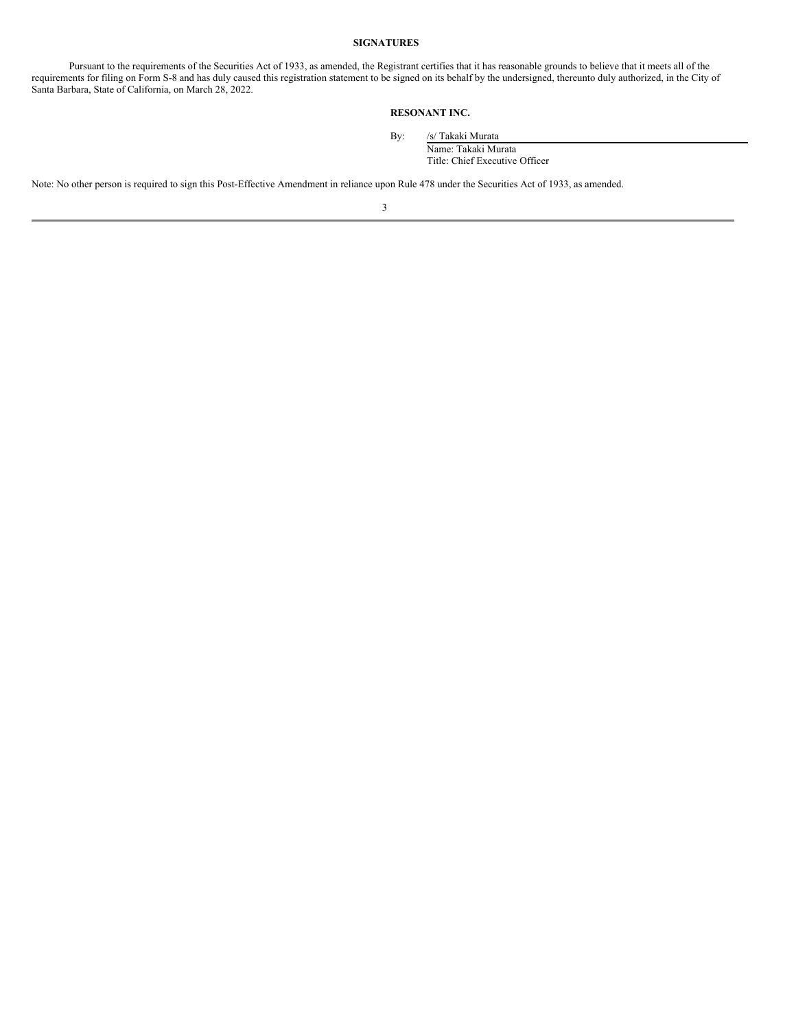**SIGNATURES**

Pursuant to the requirements of the Securities Act of 1933, as amended, the Registrant certifies that it has reasonable grounds to believe that it meets all of the requirements for filing on Form S-8 and has duly caused this registration statement to be signed on its behalf by the undersigned, thereunto duly authorized, in the City of Santa Barbara, State of California, on March 28, 2022.

**RESONANT INC.**

By: /s/ Takaki Murata
Name: Takaki Murata
Title: Chief Executive Officer

Note: No other person is required to sign this Post-Effective Amendment in reliance upon Rule 478 under the Securities Act of 1933, as amended.